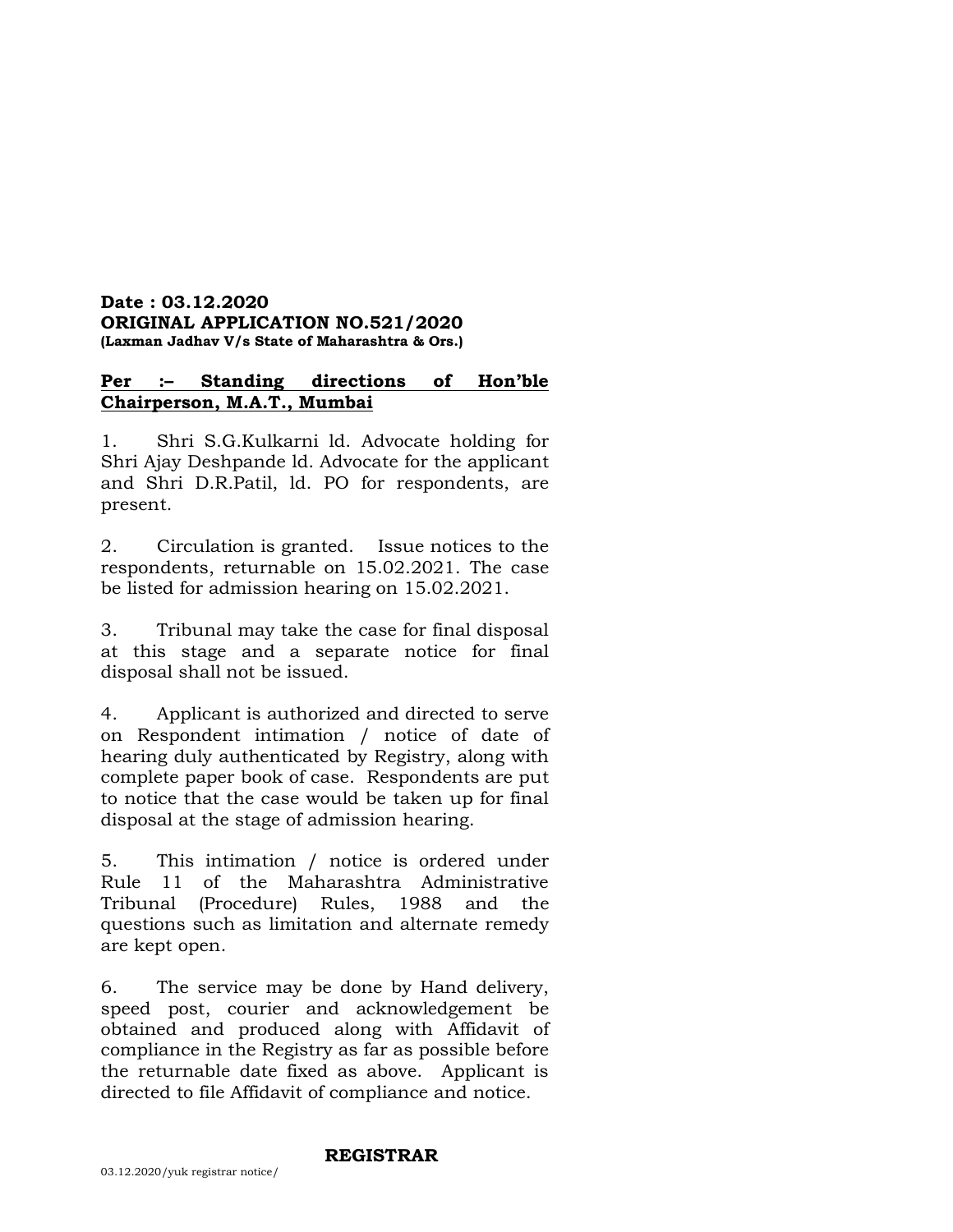**Date : 03.12.2020**
**ORIGINAL APPLICATION NO.521/2020**
**(Laxman Jadhav V/s State of Maharashtra & Ors.)**

**Per :– Standing directions of Hon'ble Chairperson, M.A.T., Mumbai**

1. Shri S.G.Kulkarni ld. Advocate holding for Shri Ajay Deshpande ld. Advocate for the applicant and Shri D.R.Patil, ld. PO for respondents, are present.

2. Circulation is granted. Issue notices to the respondents, returnable on 15.02.2021. The case be listed for admission hearing on 15.02.2021.

3. Tribunal may take the case for final disposal at this stage and a separate notice for final disposal shall not be issued.

4. Applicant is authorized and directed to serve on Respondent intimation / notice of date of hearing duly authenticated by Registry, along with complete paper book of case. Respondents are put to notice that the case would be taken up for final disposal at the stage of admission hearing.

5. This intimation / notice is ordered under Rule 11 of the Maharashtra Administrative Tribunal (Procedure) Rules, 1988 and the questions such as limitation and alternate remedy are kept open.

6. The service may be done by Hand delivery, speed post, courier and acknowledgement be obtained and produced along with Affidavit of compliance in the Registry as far as possible before the returnable date fixed as above. Applicant is directed to file Affidavit of compliance and notice.

**REGISTRAR**

03.12.2020/yuk registrar notice/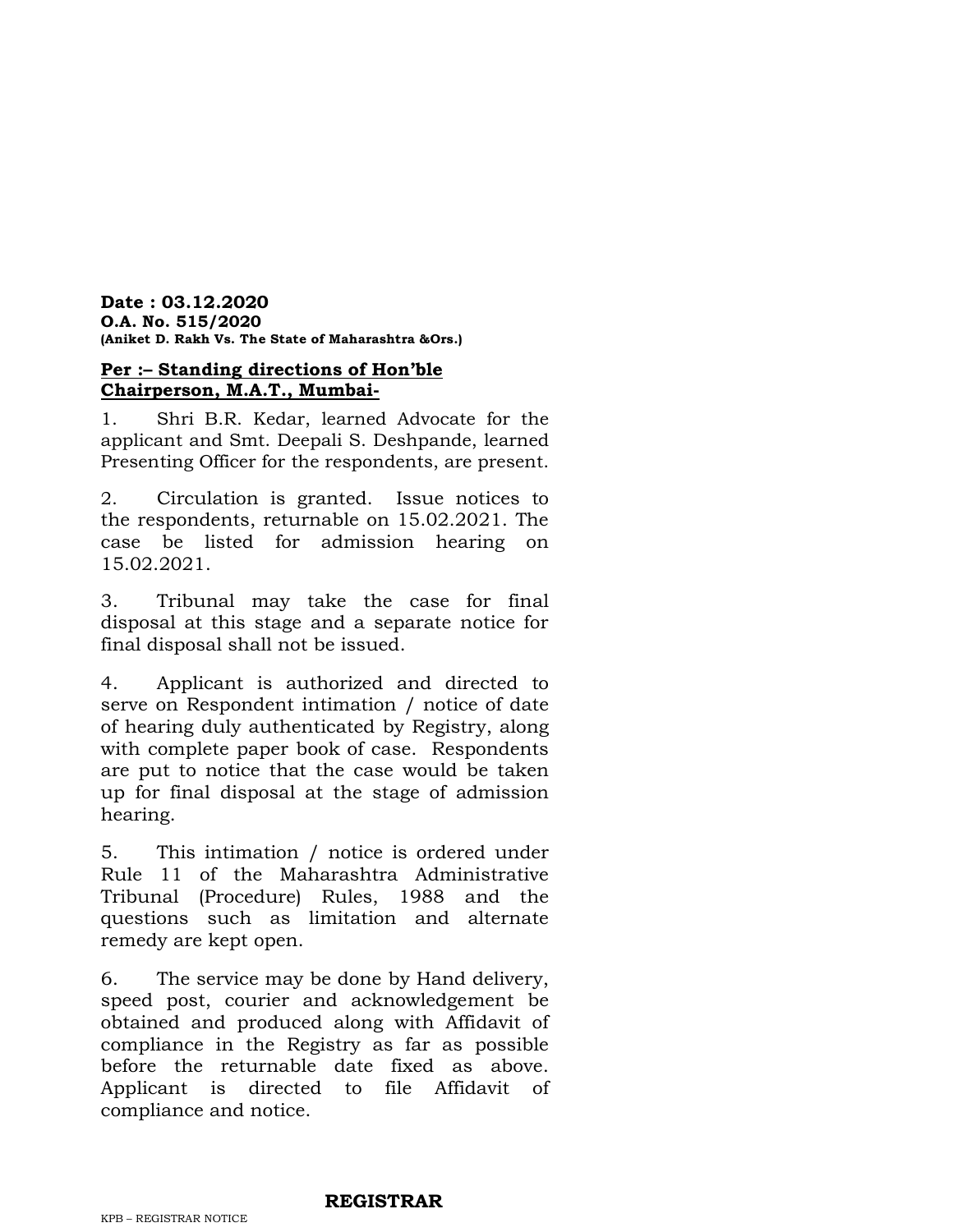**Date : 03.12.2020**
**O.A. No. 515/2020**
**(Aniket D. Rakh Vs. The State of Maharashtra &Ors.)**

**<u>Per :– Standing directions of Hon'ble Chairperson, M.A.T., Mumbai-</u>**

1. Shri B.R. Kedar, learned Advocate for the applicant and Smt. Deepali S. Deshpande, learned Presenting Officer for the respondents, are present.

2. Circulation is granted. Issue notices to the respondents, returnable on 15.02.2021. The case be listed for admission hearing on 15.02.2021.

3. Tribunal may take the case for final disposal at this stage and a separate notice for final disposal shall not be issued.

4. Applicant is authorized and directed to serve on Respondent intimation / notice of date of hearing duly authenticated by Registry, along with complete paper book of case. Respondents are put to notice that the case would be taken up for final disposal at the stage of admission hearing.

5. This intimation / notice is ordered under Rule 11 of the Maharashtra Administrative Tribunal (Procedure) Rules, 1988 and the questions such as limitation and alternate remedy are kept open.

6. The service may be done by Hand delivery, speed post, courier and acknowledgement be obtained and produced along with Affidavit of compliance in the Registry as far as possible before the returnable date fixed as above. Applicant is directed to file Affidavit of compliance and notice.

**REGISTRAR**

KPB – REGISTRAR NOTICE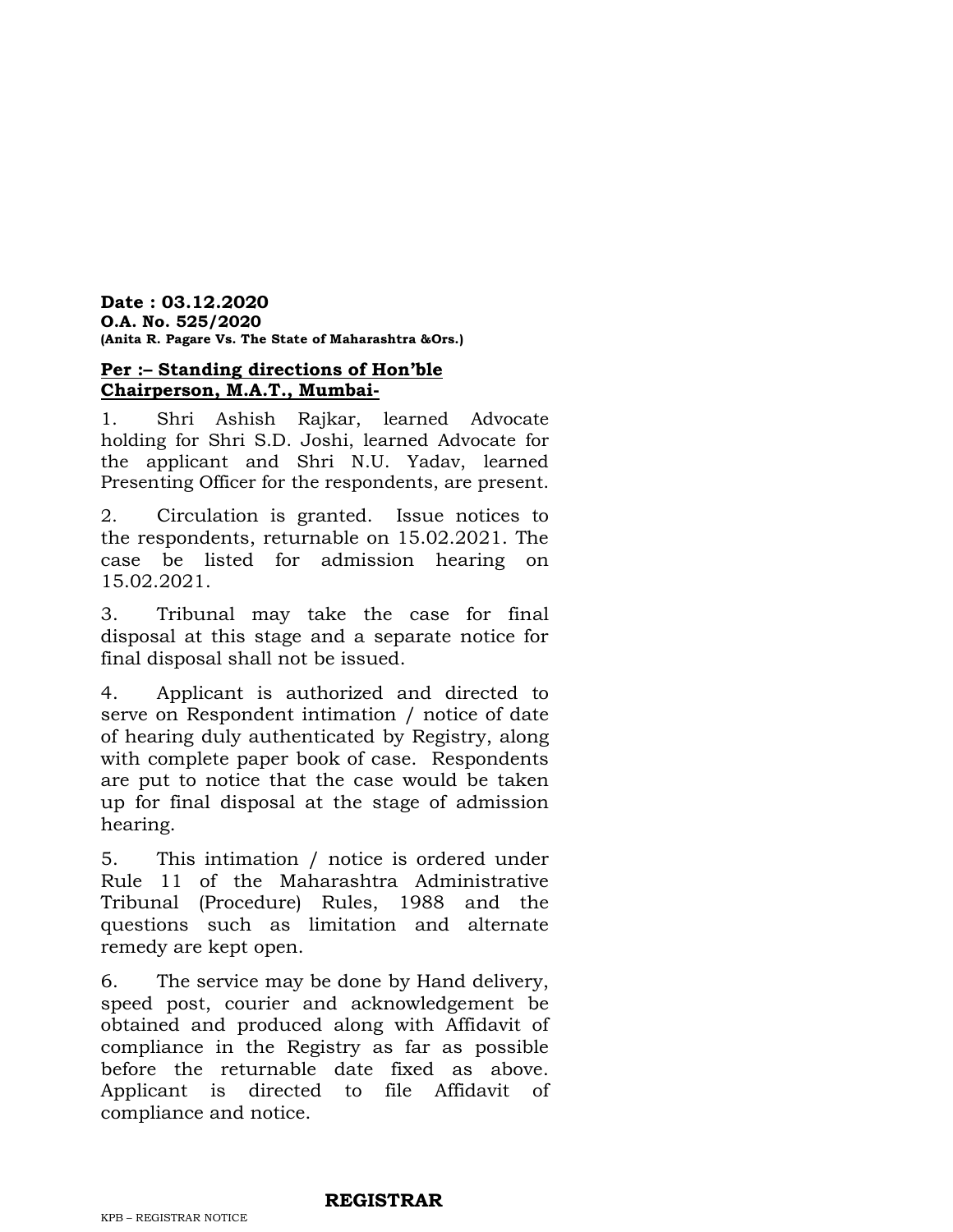**Date : 03.12.2020**
**O.A. No. 525/2020**
**(Anita R. Pagare Vs. The State of Maharashtra &Ors.)**

**Per :– Standing directions of Hon'ble Chairperson, M.A.T., Mumbai-**

1. Shri Ashish Rajkar, learned Advocate holding for Shri S.D. Joshi, learned Advocate for the applicant and Shri N.U. Yadav, learned Presenting Officer for the respondents, are present.

2. Circulation is granted. Issue notices to the respondents, returnable on 15.02.2021. The case be listed for admission hearing on 15.02.2021.

3. Tribunal may take the case for final disposal at this stage and a separate notice for final disposal shall not be issued.

4. Applicant is authorized and directed to serve on Respondent intimation / notice of date of hearing duly authenticated by Registry, along with complete paper book of case. Respondents are put to notice that the case would be taken up for final disposal at the stage of admission hearing.

5. This intimation / notice is ordered under Rule 11 of the Maharashtra Administrative Tribunal (Procedure) Rules, 1988 and the questions such as limitation and alternate remedy are kept open.

6. The service may be done by Hand delivery, speed post, courier and acknowledgement be obtained and produced along with Affidavit of compliance in the Registry as far as possible before the returnable date fixed as above. Applicant is directed to file Affidavit of compliance and notice.

**REGISTRAR**

KPB – REGISTRAR NOTICE